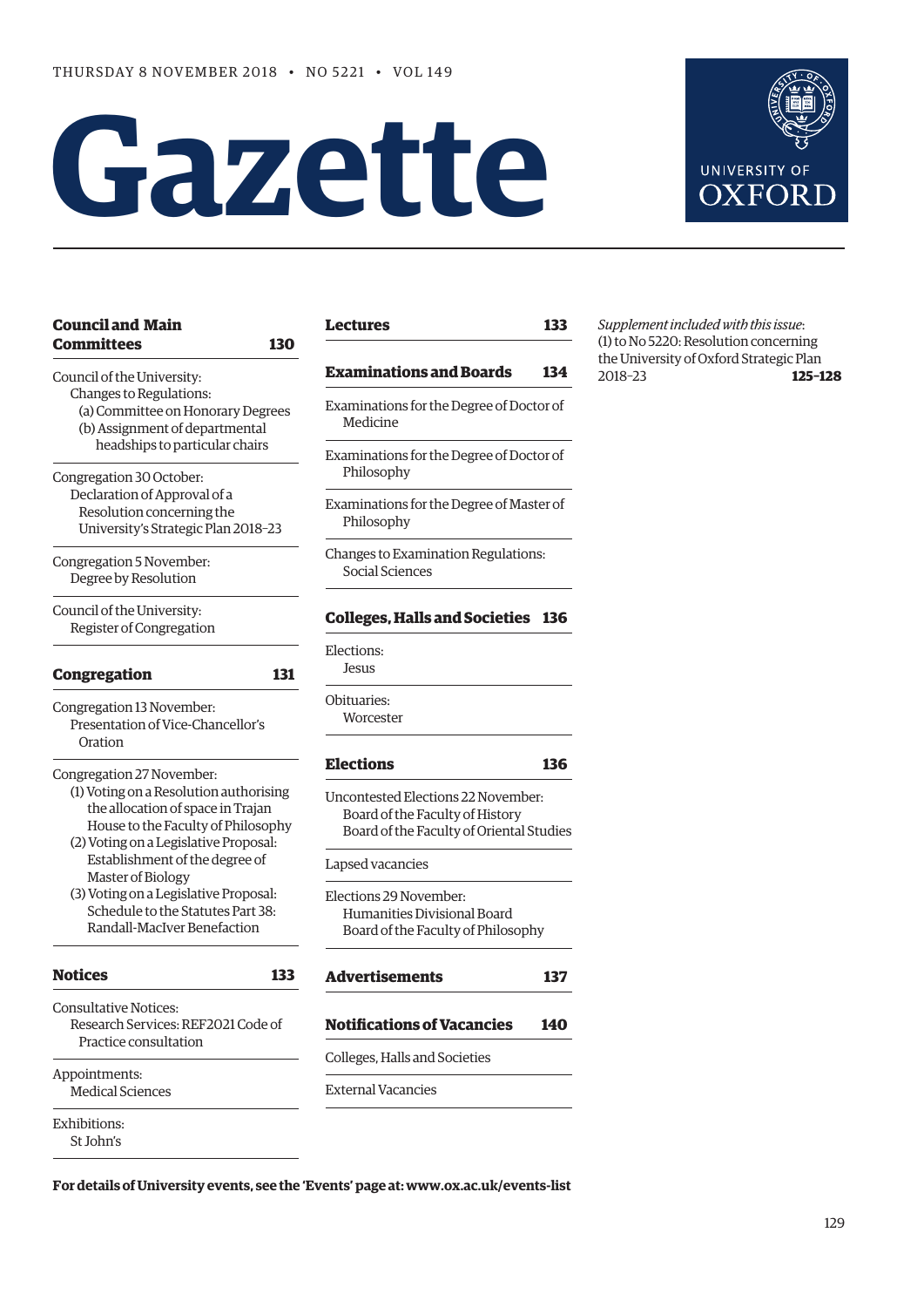THURSDAY 8 NOVEMBER 2018 • NO 5221 • VOL 149

# Gazette

UNIVERSITY OF OXFORD

**Council and Main Committees** **130**

Council of the University:
- Changes to Regulations:
  - (a) Committee on Honorary Degrees
  - (b) Assignment of departmental headships to particular chairs

Congregation 30 October:
- Declaration of Approval of a Resolution concerning the University's Strategic Plan 2018–23

Congregation 5 November:
- Degree by Resolution

Council of the University:
- Register of Congregation

**Congregation** **131**

Congregation 13 November:
- Presentation of Vice-Chancellor's Oration

Congregation 27 November:
- (1) Voting on a Resolution authorising the allocation of space in Trajan House to the Faculty of Philosophy
- (2) Voting on a Legislative Proposal: Establishment of the degree of Master of Biology
- (3) Voting on a Legislative Proposal: Schedule to the Statutes Part 38: Randall-MacIver Benefaction

**Notices** **133**

Consultative Notices:
- Research Services: REF2021 Code of Practice consultation

Appointments:
- Medical Sciences

Exhibitions:
- St John's

**Lectures** **133**

**Examinations and Boards** **134**

Examinations for the Degree of Doctor of Medicine

Examinations for the Degree of Doctor of Philosophy

Examinations for the Degree of Master of Philosophy

Changes to Examination Regulations:
- Social Sciences

**Colleges, Halls and Societies** **136**

Elections:
- Jesus

Obituaries:
- Worcester

**Elections** **136**

Uncontested Elections 22 November:
- Board of the Faculty of History
- Board of the Faculty of Oriental Studies

Lapsed vacancies

Elections 29 November:
- Humanities Divisional Board
- Board of the Faculty of Philosophy

**Advertisements** **137**

**Notifications of Vacancies** **140**

Colleges, Halls and Societies

External Vacancies

*Supplement included with this issue*:
(1) to No 5220: Resolution concerning the University of Oxford Strategic Plan 2018–23 **125–128**

**For details of University events, see the 'Events' page at: www.ox.ac.uk/events-list**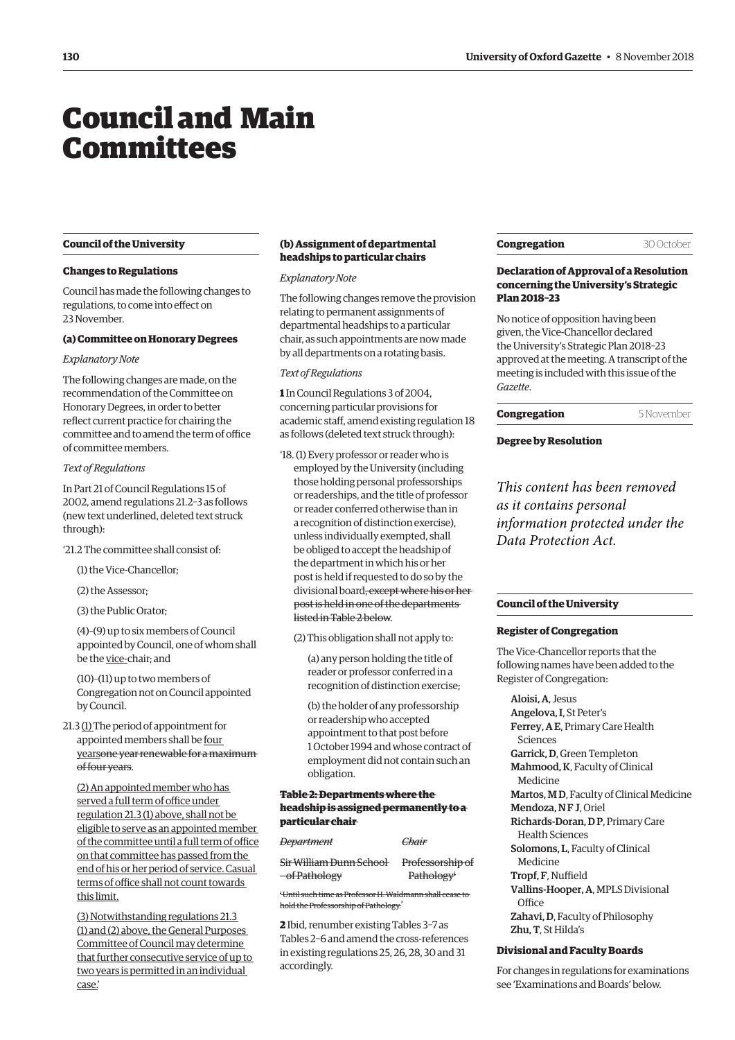# Council and Main Committees

## Council of the University

### Changes to Regulations

Council has made the following changes to regulations, to come into effect on 23 November.

#### (a) Committee on Honorary Degrees

*Explanatory Note*

The following changes are made, on the recommendation of the Committee on Honorary Degrees, in order to better reflect current practice for chairing the committee and to amend the term of office of committee members.

*Text of Regulations*

In Part 21 of Council Regulations 15 of 2002, amend regulations 21.2–3 as follows (new text underlined, deleted text struck through):

'21.2 The committee shall consist of:

(1) the Vice-Chancellor;

(2) the Assessor;

(3) the Public Orator;

(4)–(9) up to six members of Council appointed by Council, one of whom shall be the <u>vice-</u>chair; and

(10)–(11) up to two members of Congregation not on Council appointed by Council.

21.3 <u>(1)</u> The period of appointment for appointed members shall be <u>four years</u>~~one year renewable for a maximum of four years~~.

<u>(2) An appointed member who has served a full term of office under regulation 21.3 (1) above, shall not be eligible to serve as an appointed member of the committee until a full term of office on that committee has passed from the end of his or her period of service. Casual terms of office shall not count towards this limit.</u>

<u>(3) Notwithstanding regulations 21.3 (1) and (2) above, the General Purposes Committee of Council may determine that further consecutive service of up to two years is permitted in an individual case.</u>'

#### (b) Assignment of departmental headships to particular chairs

*Explanatory Note*

The following changes remove the provision relating to permanent assignments of departmental headships to a particular chair, as such appointments are now made by all departments on a rotating basis.

*Text of Regulations*

**1** In Council Regulations 3 of 2004, concerning particular provisions for academic staff, amend existing regulation 18 as follows (deleted text struck through):

'18. (1) Every professor or reader who is employed by the University (including those holding personal professorships or readerships, and the title of professor or reader conferred otherwise than in a recognition of distinction exercise), unless individually exempted, shall be obliged to accept the headship of the department in which his or her post is held if requested to do so by the divisional board~~, except where his or her post is held in one of the departments listed in Table 2 below~~.

(2) This obligation shall not apply to:

(a) any person holding the title of reader or professor conferred in a recognition of distinction exercise;

(b) the holder of any professorship or readership who accepted appointment to that post before 1 October 1994 and whose contract of employment did not contain such an obligation.

**~~Table 2: Departments where the headship is assigned permanently to a particular chair~~**

| ~~*Department*~~ | ~~*Chair*~~ |
|---|---|
| ~~Sir William Dunn School of Pathology~~ | ~~Professorship of Pathology~~[1] |

~~[1] Until such time as Professor H. Waldmann shall cease to hold the Professorship of Pathology.~~'

**2** Ibid, renumber existing Tables 3–7 as Tables 2–6 and amend the cross-references in existing regulations 25, 26, 28, 30 and 31 accordingly.

## Congregation — 30 October

### Declaration of Approval of a Resolution concerning the University's Strategic Plan 2018–23

No notice of opposition having been given, the Vice-Chancellor declared the University's Strategic Plan 2018–23 approved at the meeting. A transcript of the meeting is included with this issue of the *Gazette*.

## Congregation — 5 November

### Degree by Resolution

*This content has been removed as it contains personal information protected under the Data Protection Act.*

## Council of the University

### Register of Congregation

The Vice-Chancellor reports that the following names have been added to the Register of Congregation:

**Aloisi, A**, Jesus
**Angelova, I**, St Peter's
**Ferrey, A E**, Primary Care Health Sciences
**Garrick, D**, Green Templeton
**Mahmood, K**, Faculty of Clinical Medicine
**Martos, M D**, Faculty of Clinical Medicine
**Mendoza, N F J**, Oriel
**Richards-Doran, D P**, Primary Care Health Sciences
**Solomons, L**, Faculty of Clinical Medicine
**Tropf, F**, Nuffield
**Vallins-Hooper, A**, MPLS Divisional Office
**Zahavi, D**, Faculty of Philosophy
**Zhu, T**, St Hilda's

### Divisional and Faculty Boards

For changes in regulations for examinations see 'Examinations and Boards' below.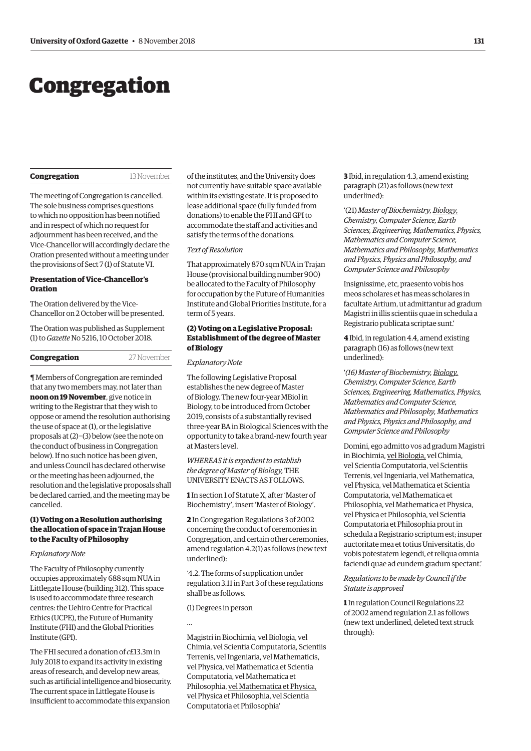# Congregation

**Congregation** 13 November

The meeting of Congregation is cancelled. The sole business comprises questions to which no opposition has been notified and in respect of which no request for adjournment has been received, and the Vice-Chancellor will accordingly declare the Oration presented without a meeting under the provisions of Sect 7 (1) of Statute VI.

**Presentation of Vice-Chancellor's Oration**

The Oration delivered by the Vice-Chancellor on 2 October will be presented.

The Oration was published as Supplement (1) to *Gazette* No 5216, 10 October 2018.

**Congregation** 27 November

¶ Members of Congregation are reminded that any two members may, not later than **noon on 19 November**, give notice in writing to the Registrar that they wish to oppose or amend the resolution authorising the use of space at (1), or the legislative proposals at (2)–(3) below (see the note on the conduct of business in Congregation below). If no such notice has been given, and unless Council has declared otherwise or the meeting has been adjourned, the resolution and the legislative proposals shall be declared carried, and the meeting may be cancelled.

**(1) Voting on a Resolution authorising the allocation of space in Trajan House to the Faculty of Philosophy**

*Explanatory Note*

The Faculty of Philosophy currently occupies approximately 688 sqm NUA in Littlegate House (building 312). This space is used to accommodate three research centres: the Uehiro Centre for Practical Ethics (UCPE), the Future of Humanity Institute (FHI) and the Global Priorities Institute (GPI).

The FHI secured a donation of *c*£13.3m in July 2018 to expand its activity in existing areas of research, and develop new areas, such as artificial intelligence and biosecurity. The current space in Littlegate House is insufficient to accommodate this expansion of the institutes, and the University does not currently have suitable space available within its existing estate. It is proposed to lease additional space (fully funded from donations) to enable the FHI and GPI to accommodate the staff and activities and satisfy the terms of the donations.

*Text of Resolution*

That approximately 870 sqm NUA in Trajan House (provisional building number 900) be allocated to the Faculty of Philosophy for occupation by the Future of Humanities Institute and Global Priorities Institute, for a term of 5 years.

**(2) Voting on a Legislative Proposal: Establishment of the degree of Master of Biology**

*Explanatory Note*

The following Legislative Proposal establishes the new degree of Master of Biology. The new four-year MBiol in Biology, to be introduced from October 2019, consists of a substantially revised three-year BA in Biological Sciences with the opportunity to take a brand-new fourth year at Masters level.

*WHEREAS it is expedient to establish the degree of Master of Biology,* THE UNIVERSITY ENACTS AS FOLLOWS.

**1** In section 1 of Statute X, after 'Master of Biochemistry', insert 'Master of Biology'.

**2** In Congregation Regulations 3 of 2002 concerning the conduct of ceremonies in Congregation, and certain other ceremonies, amend regulation 4.2(1) as follows (new text underlined):

'4.2. The forms of supplication under regulation 3.11 in Part 3 of these regulations shall be as follows.

(1) Degrees in person

...

Magistri in Biochimia, vel Biologia, vel Chimia, vel Scientia Computatoria, Scientiis Terrenis, vel Ingeniaria, vel Mathematicis, vel Physica, vel Mathematica et Scientia Computatoria, vel Mathematica et Philosophia, <u>vel Mathematica et Physica,</u> vel Physica et Philosophia, vel Scientia Computatoria et Philosophia'

**3** Ibid, in regulation 4.3, amend existing paragraph (21) as follows (new text underlined):

'(21) *Master of Biochemistry, <u>Biology,</u> Chemistry, Computer Science, Earth Sciences, Engineering, Mathematics, Physics, Mathematics and Computer Science, Mathematics and Philosophy, Mathematics and Physics, Physics and Philosophy, and Computer Science and Philosophy*

Insignissime, etc, praesento vobis hos meos scholares et has meas scholares in facultate Artium, ut admittantur ad gradum Magistri in illis scientiis quae in schedula a Registrario publicata scriptae sunt.'

**4** Ibid, in regulation 4.4, amend existing paragraph (16) as follows (new text underlined):

'*(16) Master of Biochemistry, <u>Biology,</u> Chemistry, Computer Science, Earth Sciences, Engineering, Mathematics, Physics, Mathematics and Computer Science, Mathematics and Philosophy, Mathematics and Physics, Physics and Philosophy, and Computer Science and Philosophy*

Domini, ego admitto vos ad gradum Magistri in Biochimia, <u>vel Biologia,</u> vel Chimia, vel Scientia Computatoria, vel Scientiis Terrenis, vel Ingeniaria, vel Mathematica, vel Physica, vel Mathematica et Scientia Computatoria, vel Mathematica et Philosophia, vel Mathematica et Physica, vel Physica et Philosophia, vel Scientia Computatoria et Philosophia prout in schedula a Registrario scriptum est; insuper auctoritate mea et totius Universitatis, do vobis potestatem legendi, et reliqua omnia faciendi quae ad eundem gradum spectant.'

*Regulations to be made by Council if the Statute is approved*

**1** In regulation Council Regulations 22 of 2002 amend regulation 2.1 as follows (new text underlined, deleted text struck through):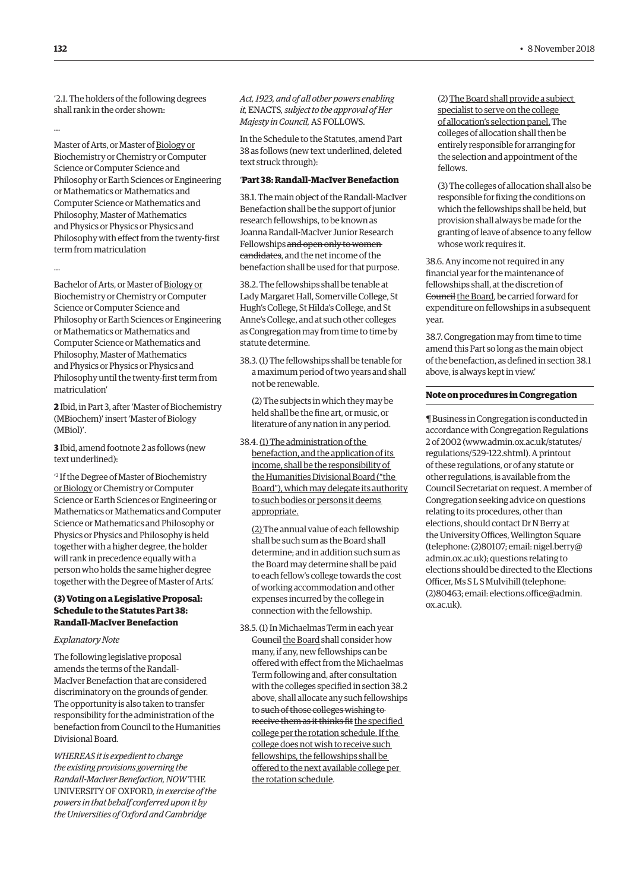'2.1. The holders of the following degrees shall rank in the order shown:

...

Master of Arts, or Master of <u>Biology or</u> Biochemistry or Chemistry or Computer Science or Computer Science and Philosophy or Earth Sciences or Engineering or Mathematics or Mathematics and Computer Science or Mathematics and Philosophy, Master of Mathematics and Physics or Physics or Physics and Philosophy with effect from the twenty-first term from matriculation

...

Bachelor of Arts, or Master of <u>Biology or</u> Biochemistry or Chemistry or Computer Science or Computer Science and Philosophy or Earth Sciences or Engineering or Mathematics or Mathematics and Computer Science or Mathematics and Philosophy, Master of Mathematics and Physics or Physics or Physics and Philosophy until the twenty-first term from matriculation'

**2** Ibid, in Part 3, after 'Master of Biochemistry (MBiochem)' insert 'Master of Biology (MBiol)'.

**3** Ibid, amend footnote 2 as follows (new text underlined):

'[2] If the Degree of Master of Biochemistry <u>or Biology</u> or Chemistry or Computer Science or Earth Sciences or Engineering or Mathematics or Mathematics and Computer Science or Mathematics and Philosophy or Physics or Physics and Philosophy is held together with a higher degree, the holder will rank in precedence equally with a person who holds the same higher degree together with the Degree of Master of Arts.'

### (3) Voting on a Legislative Proposal: Schedule to the Statutes Part 38: Randall-MacIver Benefaction

*Explanatory Note*

The following legislative proposal amends the terms of the Randall-MacIver Benefaction that are considered discriminatory on the grounds of gender. The opportunity is also taken to transfer responsibility for the administration of the benefaction from Council to the Humanities Divisional Board.

*WHEREAS it is expedient to change the existing provisions governing the Randall-MacIver Benefaction, NOW* THE UNIVERSITY OF OXFORD, *in exercise of the powers in that behalf conferred upon it by the Universities of Oxford and Cambridge Act, 1923, and of all other powers enabling it,* ENACTS, *subject to the approval of Her Majesty in Council,* AS FOLLOWS.

In the Schedule to the Statutes, amend Part 38 as follows (new text underlined, deleted text struck through):

'**Part 38: Randall-MacIver Benefaction**

38.1. The main object of the Randall-MacIver Benefaction shall be the support of junior research fellowships, to be known as Joanna Randall-MacIver Junior Research Fellowships ~~and open only to women candidates~~, and the net income of the benefaction shall be used for that purpose.

38.2. The fellowships shall be tenable at Lady Margaret Hall, Somerville College, St Hugh's College, St Hilda's College, and St Anne's College, and at such other colleges as Congregation may from time to time by statute determine.

38.3. (1) The fellowships shall be tenable for a maximum period of two years and shall not be renewable.

(2) The subjects in which they may be held shall be the fine art, or music, or literature of any nation in any period.

38.4. <u>(1) The administration of the benefaction, and the application of its income, shall be the responsibility of the Humanities Divisional Board ("the Board"), which may delegate its authority to such bodies or persons it deems appropriate.</u>

<u>(2)</u> The annual value of each fellowship shall be such sum as the Board shall determine; and in addition such sum as the Board may determine shall be paid to each fellow's college towards the cost of working accommodation and other expenses incurred by the college in connection with the fellowship.

38.5. (1) In Michaelmas Term in each year ~~Council~~ <u>the Board</u> shall consider how many, if any, new fellowships can be offered with effect from the Michaelmas Term following and, after consultation with the colleges specified in section 38.2 above, shall allocate any such fellowships to ~~such of those colleges wishing to receive them as it thinks fit~~ <u>the specified college per the rotation schedule. If the college does not wish to receive such fellowships, the fellowships shall be offered to the next available college per the rotation schedule</u>.

(2) <u>The Board shall provide a subject specialist to serve on the college of allocation's selection panel.</u> The colleges of allocation shall then be entirely responsible for arranging for the selection and appointment of the fellows.

(3) The colleges of allocation shall also be responsible for fixing the conditions on which the fellowships shall be held, but provision shall always be made for the granting of leave of absence to any fellow whose work requires it.

38.6. Any income not required in any financial year for the maintenance of fellowships shall, at the discretion of ~~Council~~ <u>the Board</u>, be carried forward for expenditure on fellowships in a subsequent year.

38.7. Congregation may from time to time amend this Part so long as the main object of the benefaction, as defined in section 38.1 above, is always kept in view.'

### Note on procedures in Congregation

¶ Business in Congregation is conducted in accordance with Congregation Regulations 2 of 2002 (www.admin.ox.ac.uk/statutes/regulations/529-122.shtml). A printout of these regulations, or of any statute or other regulations, is available from the Council Secretariat on request. A member of Congregation seeking advice on questions relating to its procedures, other than elections, should contact Dr N Berry at the University Offices, Wellington Square (telephone: (2)80107; email: nigel.berry@admin.ox.ac.uk); questions relating to elections should be directed to the Elections Officer, Ms S L S Mulvihill (telephone: (2)80463; email: elections.office@admin.ox.ac.uk).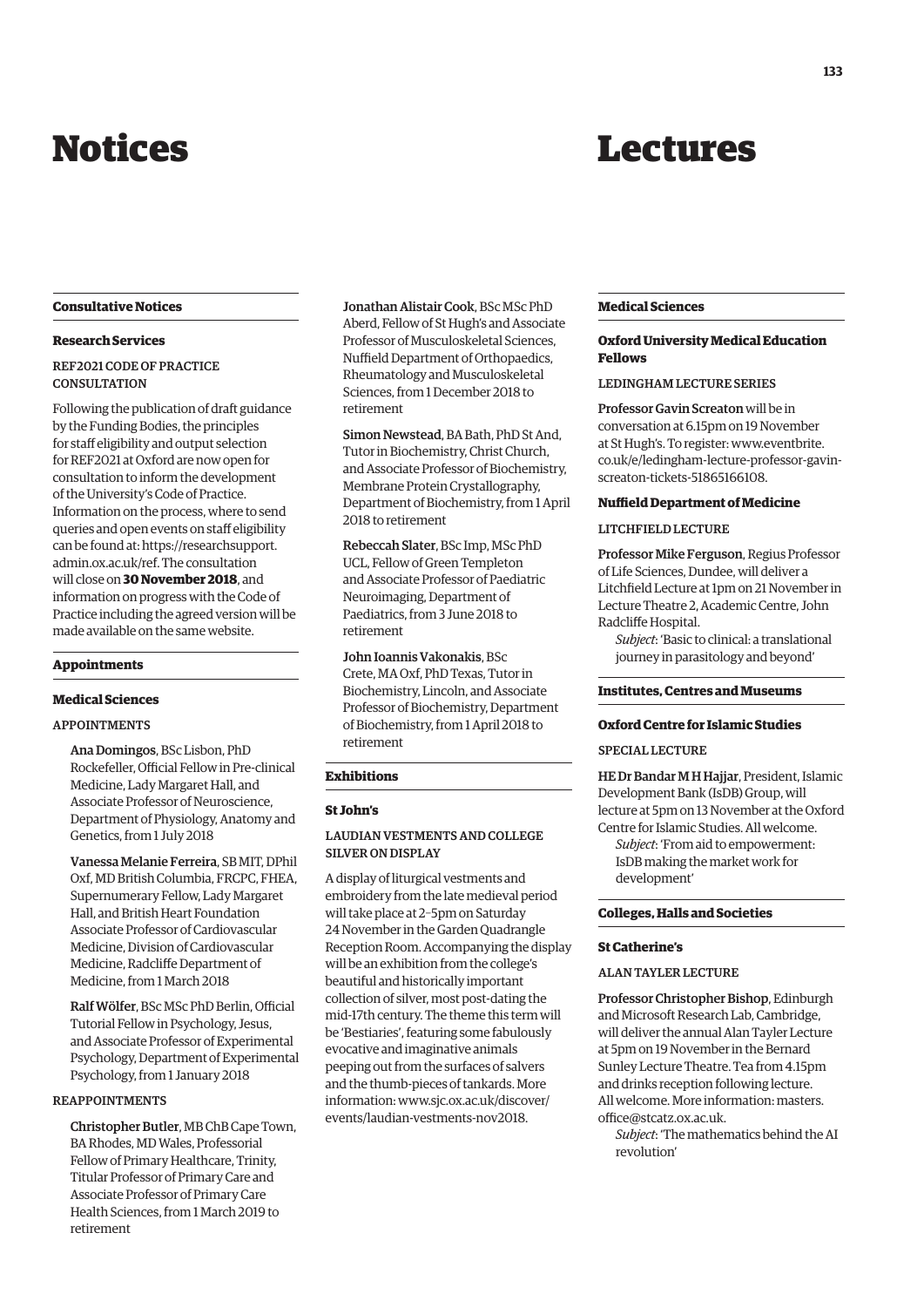# Notices

## Consultative Notices

### Research Services

#### REF2021 CODE OF PRACTICE CONSULTATION

Following the publication of draft guidance by the Funding Bodies, the principles for staff eligibility and output selection for REF2021 at Oxford are now open for consultation to inform the development of the University's Code of Practice. Information on the process, where to send queries and open events on staff eligibility can be found at: https://researchsupport.admin.ox.ac.uk/ref. The consultation will close on **30 November 2018**, and information on progress with the Code of Practice including the agreed version will be made available on the same website.

## Appointments

### Medical Sciences

#### APPOINTMENTS

Ana Domingos, BSc Lisbon, PhD Rockefeller, Official Fellow in Pre-clinical Medicine, Lady Margaret Hall, and Associate Professor of Neuroscience, Department of Physiology, Anatomy and Genetics, from 1 July 2018

Vanessa Melanie Ferreira, SB MIT, DPhil Oxf, MD British Columbia, FRCPC, FHEA, Supernumerary Fellow, Lady Margaret Hall, and British Heart Foundation Associate Professor of Cardiovascular Medicine, Division of Cardiovascular Medicine, Radcliffe Department of Medicine, from 1 March 2018

Ralf Wölfer, BSc MSc PhD Berlin, Official Tutorial Fellow in Psychology, Jesus, and Associate Professor of Experimental Psychology, Department of Experimental Psychology, from 1 January 2018

#### REAPPOINTMENTS

Christopher Butler, MB ChB Cape Town, BA Rhodes, MD Wales, Professorial Fellow of Primary Healthcare, Trinity, Titular Professor of Primary Care and Associate Professor of Primary Care Health Sciences, from 1 March 2019 to retirement

Jonathan Alistair Cook, BSc MSc PhD Aberd, Fellow of St Hugh's and Associate Professor of Musculoskeletal Sciences, Nuffield Department of Orthopaedics, Rheumatology and Musculoskeletal Sciences, from 1 December 2018 to retirement

Simon Newstead, BA Bath, PhD St And, Tutor in Biochemistry, Christ Church, and Associate Professor of Biochemistry, Membrane Protein Crystallography, Department of Biochemistry, from 1 April 2018 to retirement

Rebeccah Slater, BSc Imp, MSc PhD UCL, Fellow of Green Templeton and Associate Professor of Paediatric Neuroimaging, Department of Paediatrics, from 3 June 2018 to retirement

John Ioannis Vakonakis, BSc Crete, MA Oxf, PhD Texas, Tutor in Biochemistry, Lincoln, and Associate Professor of Biochemistry, Department of Biochemistry, from 1 April 2018 to retirement

## Exhibitions

### St John's

#### LAUDIAN VESTMENTS AND COLLEGE SILVER ON DISPLAY

A display of liturgical vestments and embroidery from the late medieval period will take place at 2–5pm on Saturday 24 November in the Garden Quadrangle Reception Room. Accompanying the display will be an exhibition from the college's beautiful and historically important collection of silver, most post-dating the mid-17th century. The theme this term will be 'Bestiaries', featuring some fabulously evocative and imaginative animals peeping out from the surfaces of salvers and the thumb-pieces of tankards. More information: www.sjc.ox.ac.uk/discover/events/laudian-vestments-nov2018.

# Lectures

## Medical Sciences

### Oxford University Medical Education Fellows

#### LEDINGHAM LECTURE SERIES

Professor Gavin Screaton will be in conversation at 6.15pm on 19 November at St Hugh's. To register: www.eventbrite.co.uk/e/ledingham-lecture-professor-gavin-screaton-tickets-51865166108.

### Nuffield Department of Medicine

#### LITCHFIELD LECTURE

Professor Mike Ferguson, Regius Professor of Life Sciences, Dundee, will deliver a Litchfield Lecture at 1pm on 21 November in Lecture Theatre 2, Academic Centre, John Radcliffe Hospital.

*Subject*: 'Basic to clinical: a translational journey in parasitology and beyond'

## Institutes, Centres and Museums

### Oxford Centre for Islamic Studies

#### SPECIAL LECTURE

HE Dr Bandar M H Hajjar, President, Islamic Development Bank (IsDB) Group, will lecture at 5pm on 13 November at the Oxford Centre for Islamic Studies. All welcome.

*Subject*: 'From aid to empowerment: IsDB making the market work for development'

## Colleges, Halls and Societies

### St Catherine's

#### ALAN TAYLER LECTURE

Professor Christopher Bishop, Edinburgh and Microsoft Research Lab, Cambridge, will deliver the annual Alan Tayler Lecture at 5pm on 19 November in the Bernard Sunley Lecture Theatre. Tea from 4.15pm and drinks reception following lecture. All welcome. More information: masters.office@stcatz.ox.ac.uk.

*Subject*: 'The mathematics behind the AI revolution'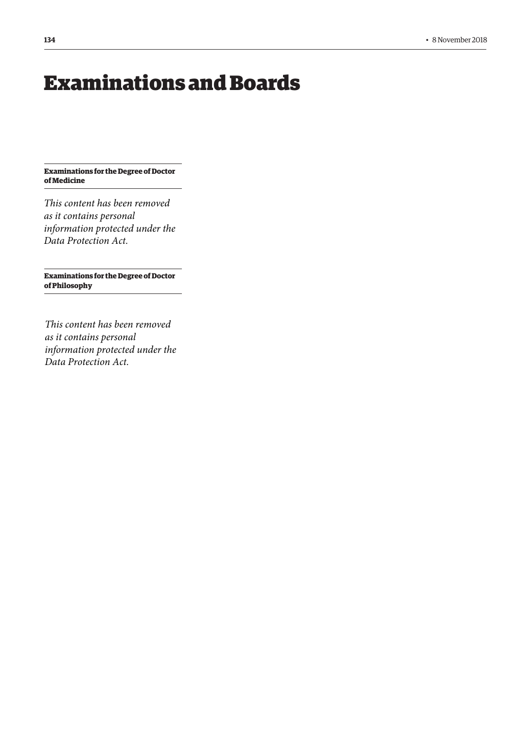# Examinations and Boards

**Examinations for the Degree of Doctor of Medicine**

*This content has been removed as it contains personal information protected under the Data Protection Act.*

**Examinations for the Degree of Doctor of Philosophy**

*This content has been removed as it contains personal information protected under the Data Protection Act.*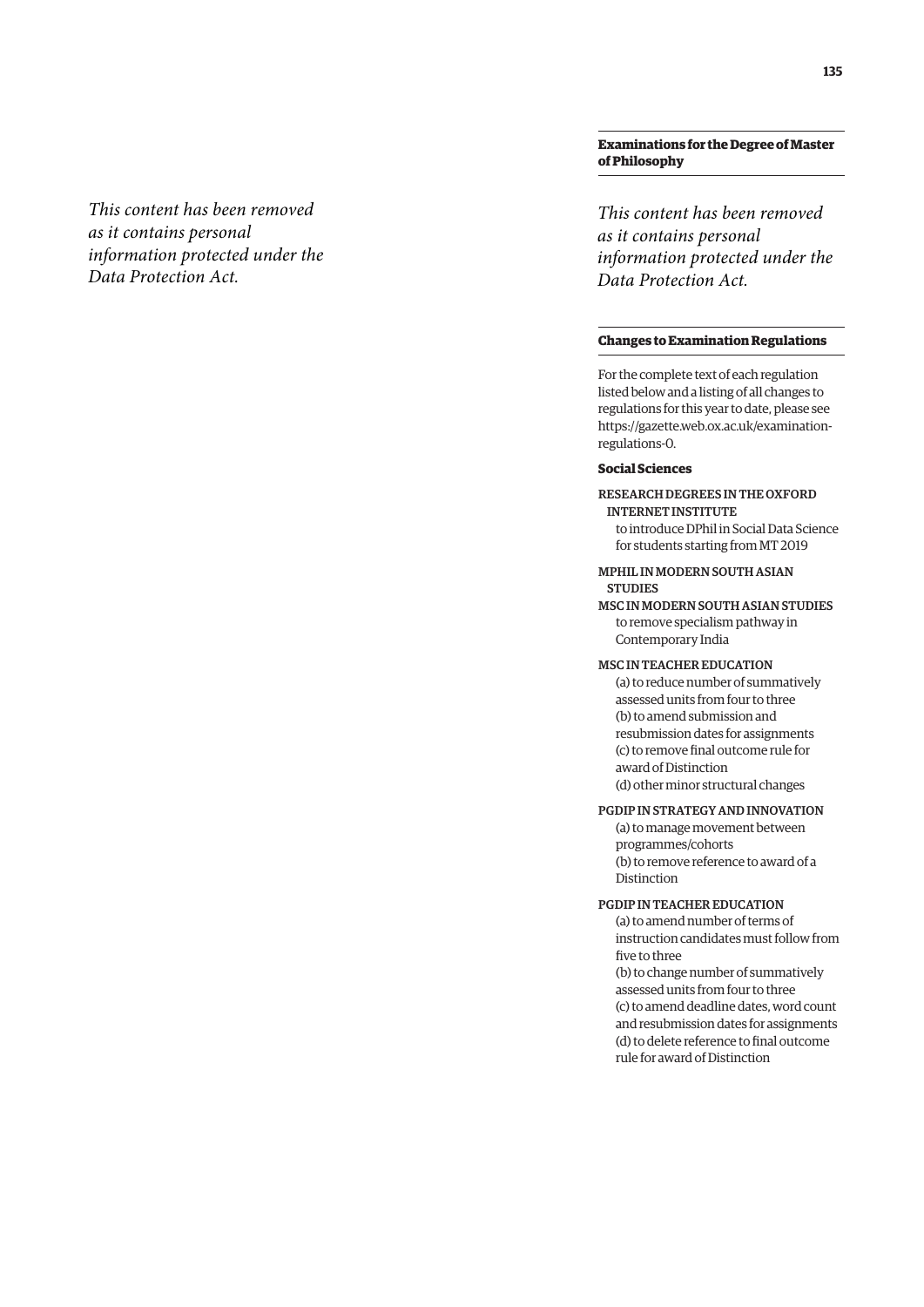*This content has been removed as it contains personal information protected under the Data Protection Act.*

## Examinations for the Degree of Master of Philosophy

*This content has been removed as it contains personal information protected under the Data Protection Act.*

## Changes to Examination Regulations

For the complete text of each regulation listed below and a listing of all changes to regulations for this year to date, please see https://gazette.web.ox.ac.uk/examination-regulations-0.

### Social Sciences

RESEARCH DEGREES IN THE OXFORD INTERNET INSTITUTE
to introduce DPhil in Social Data Science for students starting from MT 2019

MPHIL IN MODERN SOUTH ASIAN STUDIES
MSC IN MODERN SOUTH ASIAN STUDIES
to remove specialism pathway in Contemporary India

MSC IN TEACHER EDUCATION
(a) to reduce number of summatively assessed units from four to three
(b) to amend submission and resubmission dates for assignments
(c) to remove final outcome rule for award of Distinction
(d) other minor structural changes

PGDIP IN STRATEGY AND INNOVATION
(a) to manage movement between programmes/cohorts
(b) to remove reference to award of a Distinction

PGDIP IN TEACHER EDUCATION
(a) to amend number of terms of instruction candidates must follow from five to three
(b) to change number of summatively assessed units from four to three
(c) to amend deadline dates, word count and resubmission dates for assignments
(d) to delete reference to final outcome rule for award of Distinction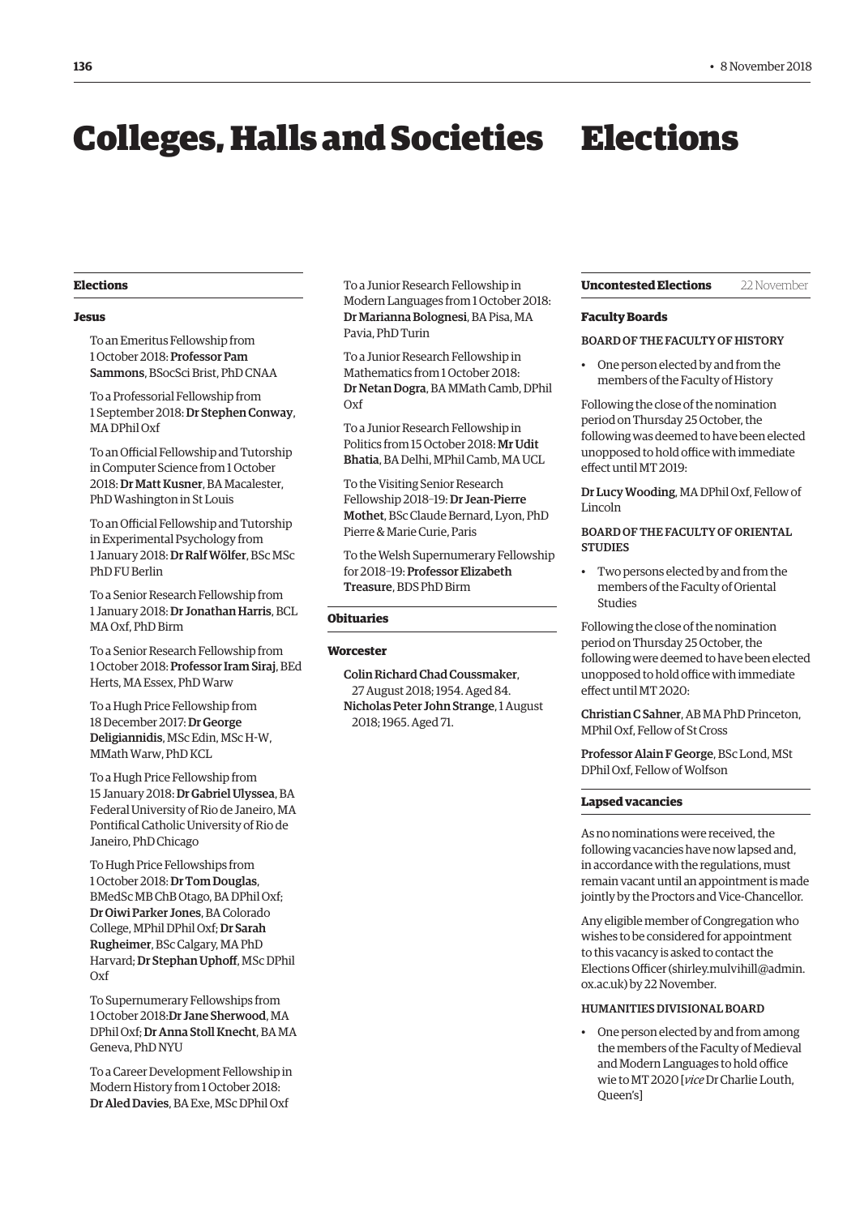# Colleges, Halls and Societies

## Elections

### Jesus

To an Emeritus Fellowship from 1 October 2018: **Professor Pam Sammons**, BSocSci Brist, PhD CNAA

To a Professorial Fellowship from 1 September 2018: **Dr Stephen Conway**, MA DPhil Oxf

To an Official Fellowship and Tutorship in Computer Science from 1 October 2018: **Dr Matt Kusner**, BA Macalester, PhD Washington in St Louis

To an Official Fellowship and Tutorship in Experimental Psychology from 1 January 2018: **Dr Ralf Wölfer**, BSc MSc PhD FU Berlin

To a Senior Research Fellowship from 1 January 2018: **Dr Jonathan Harris**, BCL MA Oxf, PhD Birm

To a Senior Research Fellowship from 1 October 2018: **Professor Iram Siraj**, BEd Herts, MA Essex, PhD Warw

To a Hugh Price Fellowship from 18 December 2017: **Dr George Deligiannidis**, MSc Edin, MSc H-W, MMath Warw, PhD KCL

To a Hugh Price Fellowship from 15 January 2018: **Dr Gabriel Ulyssea**, BA Federal University of Rio de Janeiro, MA Pontifical Catholic University of Rio de Janeiro, PhD Chicago

To Hugh Price Fellowships from 1 October 2018: **Dr Tom Douglas**, BMedSc MB ChB Otago, BA DPhil Oxf; **Dr Oiwi Parker Jones**, BA Colorado College, MPhil DPhil Oxf; **Dr Sarah Rugheimer**, BSc Calgary, MA PhD Harvard; **Dr Stephan Uphoff**, MSc DPhil Oxf

To Supernumerary Fellowships from 1 October 2018: **Dr Jane Sherwood**, MA DPhil Oxf; **Dr Anna Stoll Knecht**, BA MA Geneva, PhD NYU

To a Career Development Fellowship in Modern History from 1 October 2018: **Dr Aled Davies**, BA Exe, MSc DPhil Oxf

To a Junior Research Fellowship in Modern Languages from 1 October 2018: **Dr Marianna Bolognesi**, BA Pisa, MA Pavia, PhD Turin

To a Junior Research Fellowship in Mathematics from 1 October 2018: **Dr Netan Dogra**, BA MMath Camb, DPhil Oxf

To a Junior Research Fellowship in Politics from 15 October 2018: **Mr Udit Bhatia**, BA Delhi, MPhil Camb, MA UCL

To the Visiting Senior Research Fellowship 2018–19: **Dr Jean-Pierre Mothet**, BSc Claude Bernard, Lyon, PhD Pierre & Marie Curie, Paris

To the Welsh Supernumerary Fellowship for 2018–19: **Professor Elizabeth Treasure**, BDS PhD Birm

## Obituaries

### Worcester

**Colin Richard Chad Coussmaker**, 27 August 2018; 1954. Aged 84.

**Nicholas Peter John Strange**, 1 August 2018; 1965. Aged 71.

# Elections

## Uncontested Elections — 22 November

### Faculty Boards

#### BOARD OF THE FACULTY OF HISTORY

- One person elected by and from the members of the Faculty of History

Following the close of the nomination period on Thursday 25 October, the following was deemed to have been elected unopposed to hold office with immediate effect until MT 2019:

**Dr Lucy Wooding**, MA DPhil Oxf, Fellow of Lincoln

#### BOARD OF THE FACULTY OF ORIENTAL STUDIES

- Two persons elected by and from the members of the Faculty of Oriental Studies

Following the close of the nomination period on Thursday 25 October, the following were deemed to have been elected unopposed to hold office with immediate effect until MT 2020:

**Christian C Sahner**, AB MA PhD Princeton, MPhil Oxf, Fellow of St Cross

**Professor Alain F George**, BSc Lond, MSt DPhil Oxf, Fellow of Wolfson

## Lapsed vacancies

As no nominations were received, the following vacancies have now lapsed and, in accordance with the regulations, must remain vacant until an appointment is made jointly by the Proctors and Vice-Chancellor.

Any eligible member of Congregation who wishes to be considered for appointment to this vacancy is asked to contact the Elections Officer (shirley.mulvihill@admin.ox.ac.uk) by 22 November.

#### HUMANITIES DIVISIONAL BOARD

- One person elected by and from among the members of the Faculty of Medieval and Modern Languages to hold office wie to MT 2020 [*vice* Dr Charlie Louth, Queen's]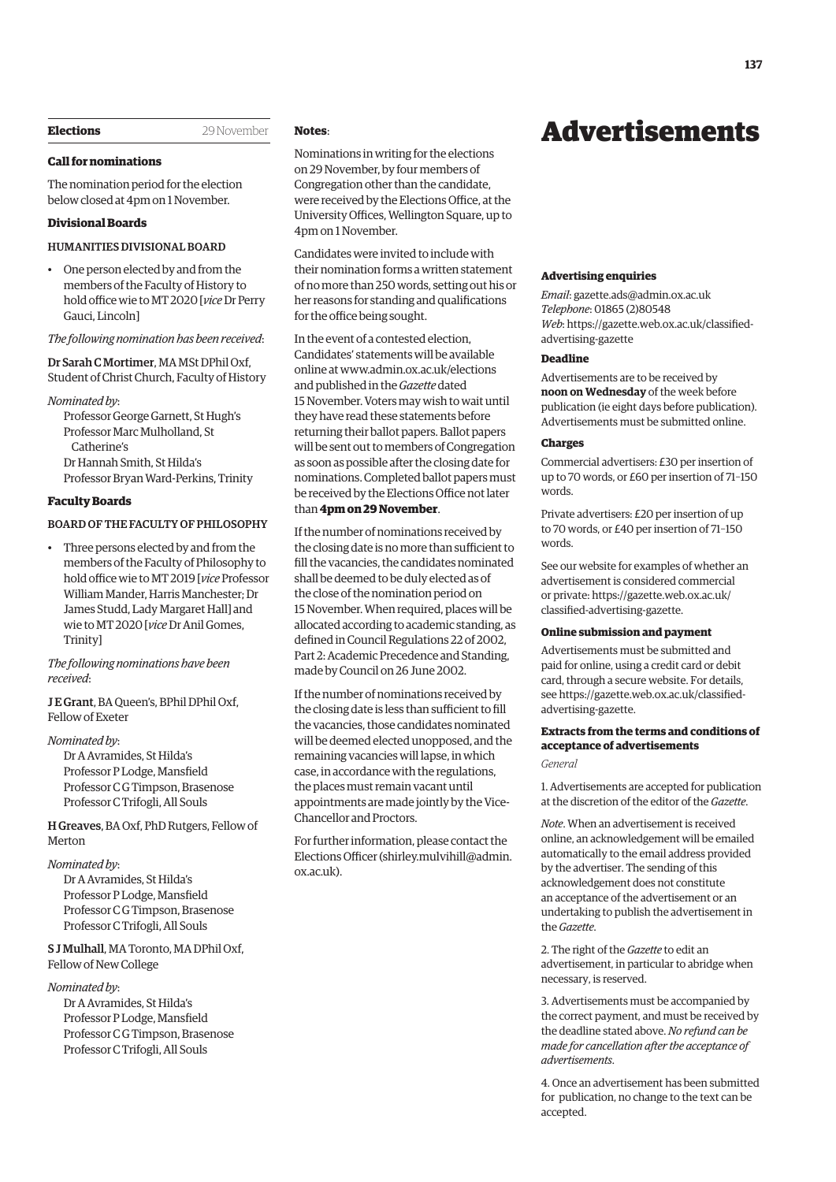## Elections 29 November

### Call for nominations

The nomination period for the election below closed at 4pm on 1 November.

### Divisional Boards

#### HUMANITIES DIVISIONAL BOARD

- One person elected by and from the members of the Faculty of History to hold office wie to MT 2020 [*vice* Dr Perry Gauci, Lincoln]

*The following nomination has been received*:

**Dr Sarah C Mortimer**, MA MSt DPhil Oxf, Student of Christ Church, Faculty of History

*Nominated by*:

Professor George Garnett, St Hugh's
Professor Marc Mulholland, St Catherine's
Dr Hannah Smith, St Hilda's
Professor Bryan Ward-Perkins, Trinity

### Faculty Boards

#### BOARD OF THE FACULTY OF PHILOSOPHY

- Three persons elected by and from the members of the Faculty of Philosophy to hold office wie to MT 2019 [*vice* Professor William Mander, Harris Manchester; Dr James Studd, Lady Margaret Hall] and wie to MT 2020 [*vice* Dr Anil Gomes, Trinity]

*The following nominations have been received*:

**J E Grant**, BA Queen's, BPhil DPhil Oxf, Fellow of Exeter

*Nominated by*:

Dr A Avramides, St Hilda's
Professor P Lodge, Mansfield
Professor C G Timpson, Brasenose
Professor C Trifogli, All Souls

**H Greaves**, BA Oxf, PhD Rutgers, Fellow of Merton

*Nominated by*:

Dr A Avramides, St Hilda's
Professor P Lodge, Mansfield
Professor C G Timpson, Brasenose
Professor C Trifogli, All Souls

**S J Mulhall**, MA Toronto, MA DPhil Oxf, Fellow of New College

*Nominated by*:

Dr A Avramides, St Hilda's
Professor P Lodge, Mansfield
Professor C G Timpson, Brasenose
Professor C Trifogli, All Souls

**Notes**:

Nominations in writing for the elections on 29 November, by four members of Congregation other than the candidate, were received by the Elections Office, at the University Offices, Wellington Square, up to 4pm on 1 November.

Candidates were invited to include with their nomination forms a written statement of no more than 250 words, setting out his or her reasons for standing and qualifications for the office being sought.

In the event of a contested election, Candidates' statements will be available online at www.admin.ox.ac.uk/elections and published in the *Gazette* dated 15 November. Voters may wish to wait until they have read these statements before returning their ballot papers. Ballot papers will be sent out to members of Congregation as soon as possible after the closing date for nominations. Completed ballot papers must be received by the Elections Office not later than **4pm on 29 November**.

If the number of nominations received by the closing date is no more than sufficient to fill the vacancies, the candidates nominated shall be deemed to be duly elected as of the close of the nomination period on 15 November. When required, places will be allocated according to academic standing, as defined in Council Regulations 22 of 2002, Part 2: Academic Precedence and Standing, made by Council on 26 June 2002.

If the number of nominations received by the closing date is less than sufficient to fill the vacancies, those candidates nominated will be deemed elected unopposed, and the remaining vacancies will lapse, in which case, in accordance with the regulations, the places must remain vacant until appointments are made jointly by the Vice-Chancellor and Proctors.

For further information, please contact the Elections Officer (shirley.mulvihill@admin.ox.ac.uk).

# Advertisements

### Advertising enquiries

*Email*: gazette.ads@admin.ox.ac.uk
*Telephone*: 01865 (2)80548
*Web*: https://gazette.web.ox.ac.uk/classified-advertising-gazette

### Deadline

Advertisements are to be received by **noon on Wednesday** of the week before publication (ie eight days before publication). Advertisements must be submitted online.

### Charges

Commercial advertisers: £30 per insertion of up to 70 words, or £60 per insertion of 71–150 words.

Private advertisers: £20 per insertion of up to 70 words, or £40 per insertion of 71–150 words.

See our website for examples of whether an advertisement is considered commercial or private: https://gazette.web.ox.ac.uk/classified-advertising-gazette.

### Online submission and payment

Advertisements must be submitted and paid for online, using a credit card or debit card, through a secure website. For details, see https://gazette.web.ox.ac.uk/classified-advertising-gazette.

### Extracts from the terms and conditions of acceptance of advertisements

*General*

1. Advertisements are accepted for publication at the discretion of the editor of the *Gazette*.

*Note*. When an advertisement is received online, an acknowledgement will be emailed automatically to the email address provided by the advertiser. The sending of this acknowledgement does not constitute an acceptance of the advertisement or an undertaking to publish the advertisement in the *Gazette*.

2. The right of the *Gazette* to edit an advertisement, in particular to abridge when necessary, is reserved.

3. Advertisements must be accompanied by the correct payment, and must be received by the deadline stated above. *No refund can be made for cancellation after the acceptance of advertisements*.

4. Once an advertisement has been submitted for publication, no change to the text can be accepted.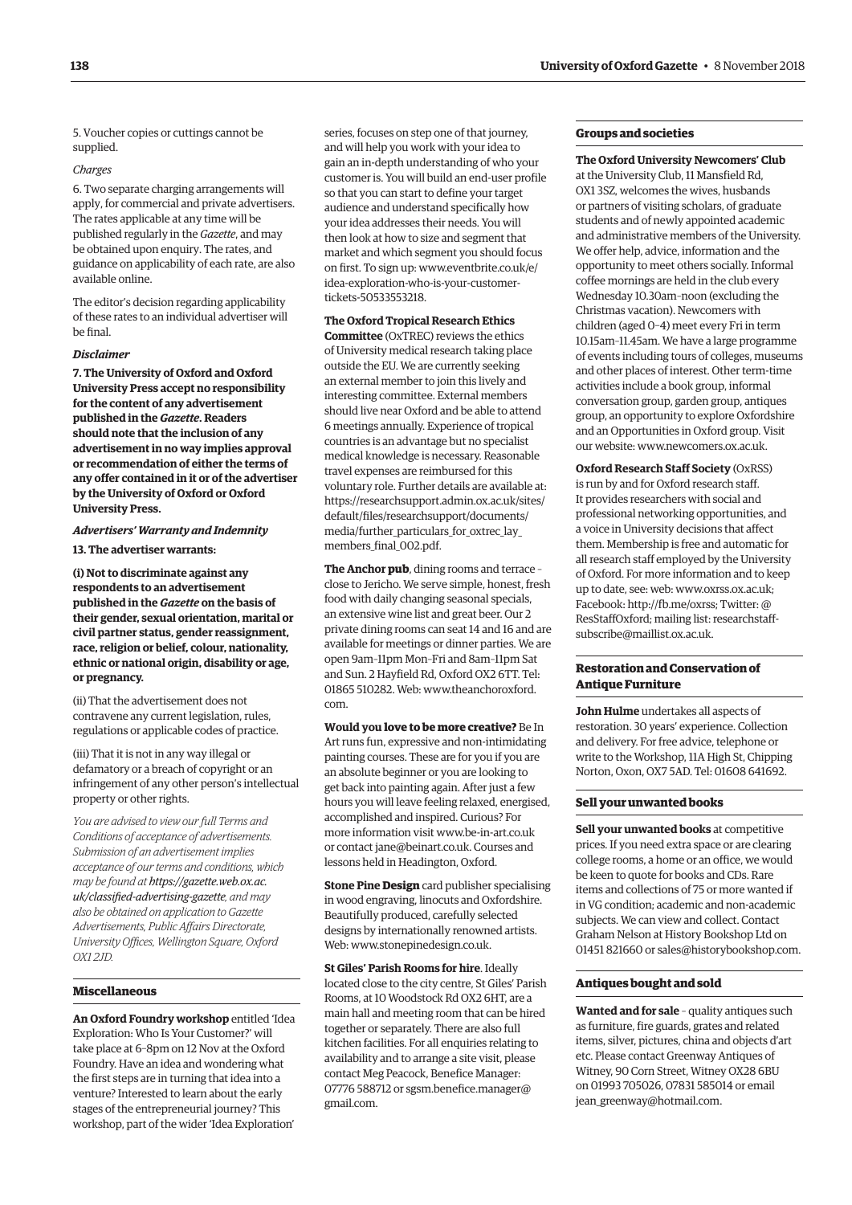5. Voucher copies or cuttings cannot be supplied.

*Charges*

6. Two separate charging arrangements will apply, for commercial and private advertisers. The rates applicable at any time will be published regularly in the *Gazette*, and may be obtained upon enquiry. The rates, and guidance on applicability of each rate, are also available online.

The editor's decision regarding applicability of these rates to an individual advertiser will be final.

***Disclaimer***

**7. The University of Oxford and Oxford University Press accept no responsibility for the content of any advertisement published in the *Gazette*. Readers should note that the inclusion of any advertisement in no way implies approval or recommendation of either the terms of any offer contained in it or of the advertiser by the University of Oxford or Oxford University Press.**

***Advertisers' Warranty and Indemnity***

**13. The advertiser warrants:**

**(i) Not to discriminate against any respondents to an advertisement published in the *Gazette* on the basis of their gender, sexual orientation, marital or civil partner status, gender reassignment, race, religion or belief, colour, nationality, ethnic or national origin, disability or age, or pregnancy.**

(ii) That the advertisement does not contravene any current legislation, rules, regulations or applicable codes of practice.

(iii) That it is not in any way illegal or defamatory or a breach of copyright or an infringement of any other person's intellectual property or other rights.

*You are advised to view our full Terms and Conditions of acceptance of advertisements. Submission of an advertisement implies acceptance of our terms and conditions, which may be found at **https://gazette.web.ox.ac.uk/classified-advertising-gazette**, and may also be obtained on application to Gazette Advertisements, Public Affairs Directorate, University Offices, Wellington Square, Oxford OX1 2JD.*

### Miscellaneous

**An Oxford Foundry workshop** entitled 'Idea Exploration: Who Is Your Customer?' will take place at 6–8pm on 12 Nov at the Oxford Foundry. Have an idea and wondering what the first steps are in turning that idea into a venture? Interested to learn about the early stages of the entrepreneurial journey? This workshop, part of the wider 'Idea Exploration' series, focuses on step one of that journey, and will help you work with your idea to gain an in-depth understanding of who your customer is. You will build an end-user profile so that you can start to define your target audience and understand specifically how your idea addresses their needs. You will then look at how to size and segment that market and which segment you should focus on first. To sign up: www.eventbrite.co.uk/e/idea-exploration-who-is-your-customer-tickets-50533553218.

**The Oxford Tropical Research Ethics Committee** (OxTREC) reviews the ethics of University medical research taking place outside the EU. We are currently seeking an external member to join this lively and interesting committee. External members should live near Oxford and be able to attend 6 meetings annually. Experience of tropical countries is an advantage but no specialist medical knowledge is necessary. Reasonable travel expenses are reimbursed for this voluntary role. Further details are available at: https://researchsupport.admin.ox.ac.uk/sites/default/files/researchsupport/documents/media/further_particulars_for_oxtrec_lay_members_final_002.pdf.

**The Anchor pub**, dining rooms and terrace – close to Jericho. We serve simple, honest, fresh food with daily changing seasonal specials, an extensive wine list and great beer. Our 2 private dining rooms can seat 14 and 16 and are available for meetings or dinner parties. We are open 9am–11pm Mon–Fri and 8am–11pm Sat and Sun. 2 Hayfield Rd, Oxford OX2 6TT. Tel: 01865 510282. Web: www.theanchoroxford.com.

**Would you love to be more creative?** Be In Art runs fun, expressive and non-intimidating painting courses. These are for you if you are an absolute beginner or you are looking to get back into painting again. After just a few hours you will leave feeling relaxed, energised, accomplished and inspired. Curious? For more information visit www.be-in-art.co.uk or contact jane@beinart.co.uk. Courses and lessons held in Headington, Oxford.

**Stone Pine Design** card publisher specialising in wood engraving, linocuts and Oxfordshire. Beautifully produced, carefully selected designs by internationally renowned artists. Web: www.stonepinedesign.co.uk.

**St Giles' Parish Rooms for hire**. Ideally located close to the city centre, St Giles' Parish Rooms, at 10 Woodstock Rd OX2 6HT, are a main hall and meeting room that can be hired together or separately. There are also full kitchen facilities. For all enquiries relating to availability and to arrange a site visit, please contact Meg Peacock, Benefice Manager: 07776 588712 or sgsm.benefice.manager@gmail.com.

### Groups and societies

**The Oxford University Newcomers' Club** at the University Club, 11 Mansfield Rd, OX1 3SZ, welcomes the wives, husbands or partners of visiting scholars, of graduate students and of newly appointed academic and administrative members of the University. We offer help, advice, information and the opportunity to meet others socially. Informal coffee mornings are held in the club every Wednesday 10.30am–noon (excluding the Christmas vacation). Newcomers with children (aged 0–4) meet every Fri in term 10.15am–11.45am. We have a large programme of events including tours of colleges, museums and other places of interest. Other term-time activities include a book group, informal conversation group, garden group, antiques group, an opportunity to explore Oxfordshire and an Opportunities in Oxford group. Visit our website: www.newcomers.ox.ac.uk.

**Oxford Research Staff Society** (OxRSS) is run by and for Oxford research staff. It provides researchers with social and professional networking opportunities, and a voice in University decisions that affect them. Membership is free and automatic for all research staff employed by the University of Oxford. For more information and to keep up to date, see: web: www.oxrss.ox.ac.uk; Facebook: http://fb.me/oxrss; Twitter: @ResStaffOxford; mailing list: researchstaff-subscribe@maillist.ox.ac.uk.

### Restoration and Conservation of Antique Furniture

**John Hulme** undertakes all aspects of restoration. 30 years' experience. Collection and delivery. For free advice, telephone or write to the Workshop, 11A High St, Chipping Norton, Oxon, OX7 5AD. Tel: 01608 641692.

### Sell your unwanted books

**Sell your unwanted books** at competitive prices. If you need extra space or are clearing college rooms, a home or an office, we would be keen to quote for books and CDs. Rare items and collections of 75 or more wanted if in VG condition; academic and non-academic subjects. We can view and collect. Contact Graham Nelson at History Bookshop Ltd on 01451 821660 or sales@historybookshop.com.

### Antiques bought and sold

**Wanted and for sale** – quality antiques such as furniture, fire guards, grates and related items, silver, pictures, china and objects d'art etc. Please contact Greenway Antiques of Witney, 90 Corn Street, Witney OX28 6BU on 01993 705026, 07831 585014 or email jean_greenway@hotmail.com.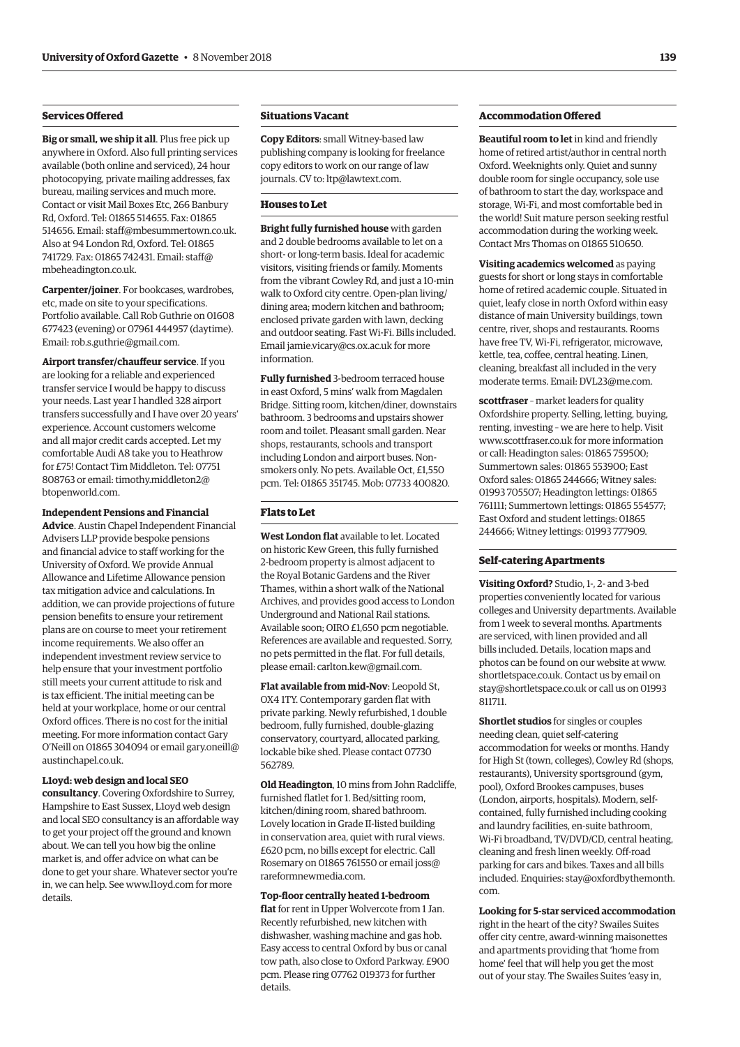## Services Offered

**Big or small, we ship it all**. Plus free pick up anywhere in Oxford. Also full printing services available (both online and serviced), 24 hour photocopying, private mailing addresses, fax bureau, mailing services and much more. Contact or visit Mail Boxes Etc, 266 Banbury Rd, Oxford. Tel: 01865 514655. Fax: 01865 514656. Email: staff@mbesummertown.co.uk. Also at 94 London Rd, Oxford. Tel: 01865 741729. Fax: 01865 742431. Email: staff@mbeheadington.co.uk.

**Carpenter/joiner**. For bookcases, wardrobes, etc, made on site to your specifications. Portfolio available. Call Rob Guthrie on 01608 677423 (evening) or 07961 444957 (daytime). Email: rob.s.guthrie@gmail.com.

**Airport transfer/chauffeur service**. If you are looking for a reliable and experienced transfer service I would be happy to discuss your needs. Last year I handled 328 airport transfers successfully and I have over 20 years' experience. Account customers welcome and all major credit cards accepted. Let my comfortable Audi A8 take you to Heathrow for £75! Contact Tim Middleton. Tel: 07751 808763 or email: timothy.middleton2@btopenworld.com.

**Independent Pensions and Financial Advice**. Austin Chapel Independent Financial Advisers LLP provide bespoke pensions and financial advice to staff working for the University of Oxford. We provide Annual Allowance and Lifetime Allowance pension tax mitigation advice and calculations. In addition, we can provide projections of future pension benefits to ensure your retirement plans are on course to meet your retirement income requirements. We also offer an independent investment review service to help ensure that your investment portfolio still meets your current attitude to risk and is tax efficient. The initial meeting can be held at your workplace, home or our central Oxford offices. There is no cost for the initial meeting. For more information contact Gary O'Neill on 01865 304094 or email gary.oneill@austinchapel.co.uk.

**L1oyd: web design and local SEO consultancy**. Covering Oxfordshire to Surrey, Hampshire to East Sussex, L1oyd web design and local SEO consultancy is an affordable way to get your project off the ground and known about. We can tell you how big the online market is, and offer advice on what can be done to get your share. Whatever sector you're in, we can help. See www.l1oyd.com for more details.

## Situations Vacant

**Copy Editors**: small Witney-based law publishing company is looking for freelance copy editors to work on our range of law journals. CV to: ltp@lawtext.com.

## Houses to Let

**Bright fully furnished house** with garden and 2 double bedrooms available to let on a short- or long-term basis. Ideal for academic visitors, visiting friends or family. Moments from the vibrant Cowley Rd, and just a 10-min walk to Oxford city centre. Open-plan living/dining area; modern kitchen and bathroom; enclosed private garden with lawn, decking and outdoor seating. Fast Wi-Fi. Bills included. Email jamie.vicary@cs.ox.ac.uk for more information.

**Fully furnished** 3-bedroom terraced house in east Oxford, 5 mins' walk from Magdalen Bridge. Sitting room, kitchen/diner, downstairs bathroom. 3 bedrooms and upstairs shower room and toilet. Pleasant small garden. Near shops, restaurants, schools and transport including London and airport buses. Non-smokers only. No pets. Available Oct, £1,550 pcm. Tel: 01865 351745. Mob: 07733 400820.

## Flats to Let

**West London flat** available to let. Located on historic Kew Green, this fully furnished 2-bedroom property is almost adjacent to the Royal Botanic Gardens and the River Thames, within a short walk of the National Archives, and provides good access to London Underground and National Rail stations. Available soon; OIRO £1,650 pcm negotiable. References are available and requested. Sorry, no pets permitted in the flat. For full details, please email: carlton.kew@gmail.com.

**Flat available from mid-Nov**: Leopold St, OX4 1TY. Contemporary garden flat with private parking. Newly refurbished, 1 double bedroom, fully furnished, double-glazing conservatory, courtyard, allocated parking, lockable bike shed. Please contact 07730 562789.

**Old Headington**, 10 mins from John Radcliffe, furnished flatlet for 1. Bed/sitting room, kitchen/dining room, shared bathroom. Lovely location in Grade II-listed building in conservation area, quiet with rural views. £620 pcm, no bills except for electric. Call Rosemary on 01865 761550 or email joss@rareformnewmedia.com.

**Top-floor centrally heated 1-bedroom flat** for rent in Upper Wolvercote from 1 Jan. Recently refurbished, new kitchen with dishwasher, washing machine and gas hob. Easy access to central Oxford by bus or canal tow path, also close to Oxford Parkway. £900 pcm. Please ring 07762 019373 for further details.

## Accommodation Offered

**Beautiful room to let** in kind and friendly home of retired artist/author in central north Oxford. Weeknights only. Quiet and sunny double room for single occupancy, sole use of bathroom to start the day, workspace and storage, Wi-Fi, and most comfortable bed in the world! Suit mature person seeking restful accommodation during the working week. Contact Mrs Thomas on 01865 510650.

**Visiting academics welcomed** as paying guests for short or long stays in comfortable home of retired academic couple. Situated in quiet, leafy close in north Oxford within easy distance of main University buildings, town centre, river, shops and restaurants. Rooms have free TV, Wi-Fi, refrigerator, microwave, kettle, tea, coffee, central heating. Linen, cleaning, breakfast all included in the very moderate terms. Email: DVL23@me.com.

**scottfraser** – market leaders for quality Oxfordshire property. Selling, letting, buying, renting, investing – we are here to help. Visit www.scottfraser.co.uk for more information or call: Headington sales: 01865 759500; Summertown sales: 01865 553900; East Oxford sales: 01865 244666; Witney sales: 01993 705507; Headington lettings: 01865 761111; Summertown lettings: 01865 554577; East Oxford and student lettings: 01865 244666; Witney lettings: 01993 777909.

## Self-catering Apartments

**Visiting Oxford?** Studio, 1-, 2- and 3-bed properties conveniently located for various colleges and University departments. Available from 1 week to several months. Apartments are serviced, with linen provided and all bills included. Details, location maps and photos can be found on our website at www.shortletspace.co.uk. Contact us by email on stay@shortletspace.co.uk or call us on 01993 811711.

**Shortlet studios** for singles or couples needing clean, quiet self-catering accommodation for weeks or months. Handy for High St (town, colleges), Cowley Rd (shops, restaurants), University sportsground (gym, pool), Oxford Brookes campuses, buses (London, airports, hospitals). Modern, self-contained, fully furnished including cooking and laundry facilities, en-suite bathroom, Wi-Fi broadband, TV/DVD/CD, central heating, cleaning and fresh linen weekly. Off-road parking for cars and bikes. Taxes and all bills included. Enquiries: stay@oxfordbythemonth.com.

**Looking for 5-star serviced accommodation** right in the heart of the city? Swailes Suites offer city centre, award-winning maisonettes and apartments providing that 'home from home' feel that will help you get the most out of your stay. The Swailes Suites 'easy in,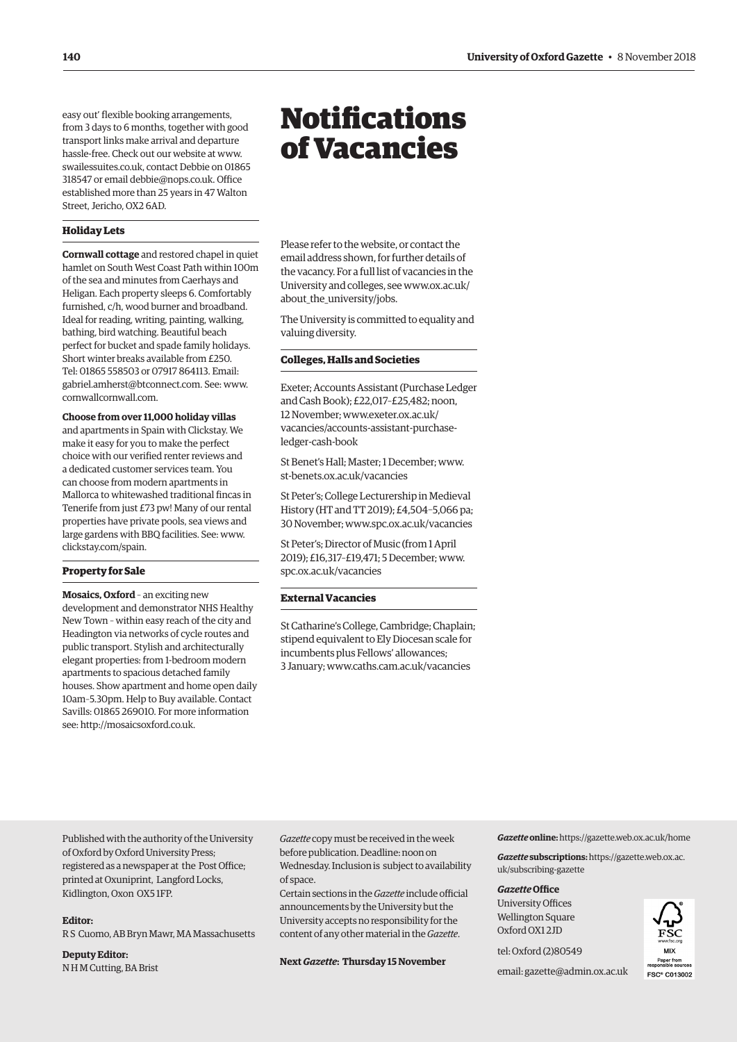easy out' flexible booking arrangements, from 3 days to 6 months, together with good transport links make arrival and departure hassle-free. Check out our website at www.swailessuites.co.uk, contact Debbie on 01865 318547 or email debbie@nops.co.uk. Office established more than 25 years in 47 Walton Street, Jericho, OX2 6AD.

### Holiday Lets

**Cornwall cottage** and restored chapel in quiet hamlet on South West Coast Path within 100m of the sea and minutes from Caerhays and Heligan. Each property sleeps 6. Comfortably furnished, c/h, wood burner and broadband. Ideal for reading, writing, painting, walking, bathing, bird watching. Beautiful beach perfect for bucket and spade family holidays. Short winter breaks available from £250. Tel: 01865 558503 or 07917 864113. Email: gabriel.amherst@btconnect.com. See: www.cornwallcornwall.com.

**Choose from over 11,000 holiday villas** and apartments in Spain with Clickstay. We make it easy for you to make the perfect choice with our verified renter reviews and a dedicated customer services team. You can choose from modern apartments in Mallorca to whitewashed traditional fincas in Tenerife from just £73 pw! Many of our rental properties have private pools, sea views and large gardens with BBQ facilities. See: www.clickstay.com/spain.

### Property for Sale

**Mosaics, Oxford** – an exciting new development and demonstrator NHS Healthy New Town – within easy reach of the city and Headington via networks of cycle routes and public transport. Stylish and architecturally elegant properties: from 1-bedroom modern apartments to spacious detached family houses. Show apartment and home open daily 10am–5.30pm. Help to Buy available. Contact Savills: 01865 269010. For more information see: http://mosaicsoxford.co.uk.

# Notifications of Vacancies

Please refer to the website, or contact the email address shown, for further details of the vacancy. For a full list of vacancies in the University and colleges, see www.ox.ac.uk/about_the_university/jobs.

The University is committed to equality and valuing diversity.

### Colleges, Halls and Societies

Exeter; Accounts Assistant (Purchase Ledger and Cash Book); £22,017–£25,482; noon, 12 November; www.exeter.ox.ac.uk/vacancies/accounts-assistant-purchase-ledger-cash-book

St Benet's Hall; Master; 1 December; www.st-benets.ox.ac.uk/vacancies

St Peter's; College Lecturership in Medieval History (HT and TT 2019); £4,504–5,066 pa; 30 November; www.spc.ox.ac.uk/vacancies

St Peter's; Director of Music (from 1 April 2019); £16,317–£19,471; 5 December; www.spc.ox.ac.uk/vacancies

### External Vacancies

St Catharine's College, Cambridge; Chaplain; stipend equivalent to Ely Diocesan scale for incumbents plus Fellows' allowances; 3 January; www.caths.cam.ac.uk/vacancies

---

Published with the authority of the University of Oxford by Oxford University Press; registered as a newspaper at the Post Office; printed at Oxuniprint, Langford Locks, Kidlington, Oxon OX5 1FP.

**Editor:**
R S Cuomo, AB Bryn Mawr, MA Massachusetts

**Deputy Editor:**
N H M Cutting, BA Brist

*Gazette* copy must be received in the week before publication. Deadline: noon on Wednesday. Inclusion is subject to availability of space.
Certain sections in the *Gazette* include official announcements by the University but the University accepts no responsibility for the content of any other material in the *Gazette*.

**Next *Gazette*: Thursday 15 November**

***Gazette* online:** https://gazette.web.ox.ac.uk/home

***Gazette* subscriptions:** https://gazette.web.ox.ac.uk/subscribing-gazette

***Gazette* Office**
University Offices
Wellington Square
Oxford OX1 2JD

tel: Oxford (2)80549

email: gazette@admin.ox.ac.uk

FSC www.fsc.org MIX Paper from responsible sources FSC® C013002